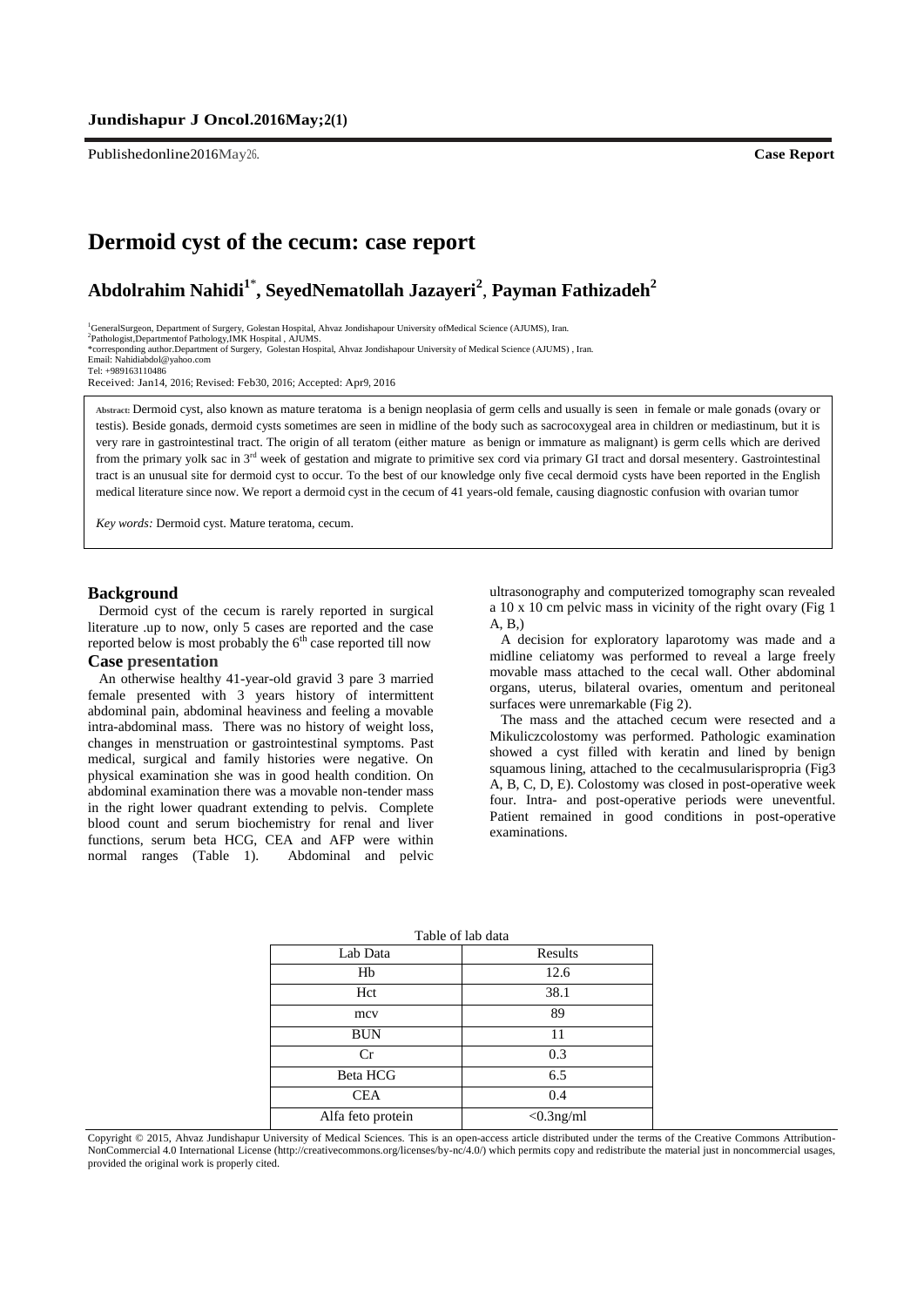Published online 2016 May 26. **Case Report**

# Dermoid cyst of the cecum: case report

## Abdolrahim Nahidi[1*], SeyedNematollah Jazayeri[2], Payman Fathizadeh[2]

[1]GeneralSurgeon, Department of Surgery, Golestan Hospital, Ahvaz Jondishapour University ofMedical Science (AJUMS), Iran.
[2]Pathologist,Departmentof Pathology,IMK Hospital , AJUMS.
*corresponding author.Department of Surgery, Golestan Hospital, Ahvaz Jondishapour University of Medical Science (AJUMS) , Iran.
Email: Nahidiabdol@yahoo.com
Tel: +989163110486
Received: Jan14, 2016; Revised: Feb30, 2016; Accepted: Apr9, 2016

**Abstract:** Dermoid cyst, also known as mature teratoma is a benign neoplasia of germ cells and usually is seen in female or male gonads (ovary or testis). Beside gonads, dermoid cysts sometimes are seen in midline of the body such as sacrocoxygeal area in children or mediastinum, but it is very rare in gastrointestinal tract. The origin of all teratom (either mature as benign or immature as malignant) is germ cells which are derived from the primary yolk sac in 3rd week of gestation and migrate to primitive sex cord via primary GI tract and dorsal mesentery. Gastrointestinal tract is an unusual site for dermoid cyst to occur. To the best of our knowledge only five cecal dermoid cysts have been reported in the English medical literature since now. We report a dermoid cyst in the cecum of 41 years-old female, causing diagnostic confusion with ovarian tumor

*Key words:* Dermoid cyst. Mature teratoma, cecum.

### Background

Dermoid cyst of the cecum is rarely reported in surgical literature .up to now, only 5 cases are reported and the case reported below is most probably the 6th case reported till now

### Case presentation

An otherwise healthy 41-year-old gravid 3 pare 3 married female presented with 3 years history of intermittent abdominal pain, abdominal heaviness and feeling a movable intra-abdominal mass. There was no history of weight loss, changes in menstruation or gastrointestinal symptoms. Past medical, surgical and family histories were negative. On physical examination she was in good health condition. On abdominal examination there was a movable non-tender mass in the right lower quadrant extending to pelvis. Complete blood count and serum biochemistry for renal and liver functions, serum beta HCG, CEA and AFP were within normal ranges (Table 1). Abdominal and pelvic ultrasonography and computerized tomography scan revealed a 10 x 10 cm pelvic mass in vicinity of the right ovary (Fig 1 A, B,)

A decision for exploratory laparotomy was made and a midline celiatomy was performed to reveal a large freely movable mass attached to the cecal wall. Other abdominal organs, uterus, bilateral ovaries, omentum and peritoneal surfaces were unremarkable (Fig 2).

The mass and the attached cecum were resected and a Mikuliczcolostomy was performed. Pathologic examination showed a cyst filled with keratin and lined by benign squamous lining, attached to the cecalmusularispropria (Fig3 A, B, C, D, E). Colostomy was closed in post-operative week four. Intra- and post-operative periods were uneventful. Patient remained in good conditions in post-operative examinations.

Table of lab data

| Lab Data | Results |
|---|---|
| Hb | 12.6 |
| Hct | 38.1 |
| mcv | 89 |
| BUN | 11 |
| Cr | 0.3 |
| Beta HCG | 6.5 |
| CEA | 0.4 |
| Alfa feto protein | <0.3ng/ml |

Copyright © 2015, Ahvaz Jundishapur University of Medical Sciences. This is an open-access article distributed under the terms of the Creative Commons Attribution-NonCommercial 4.0 International License (http://creativecommons.org/licenses/by-nc/4.0/) which permits copy and redistribute the material just in noncommercial usages, provided the original work is properly cited.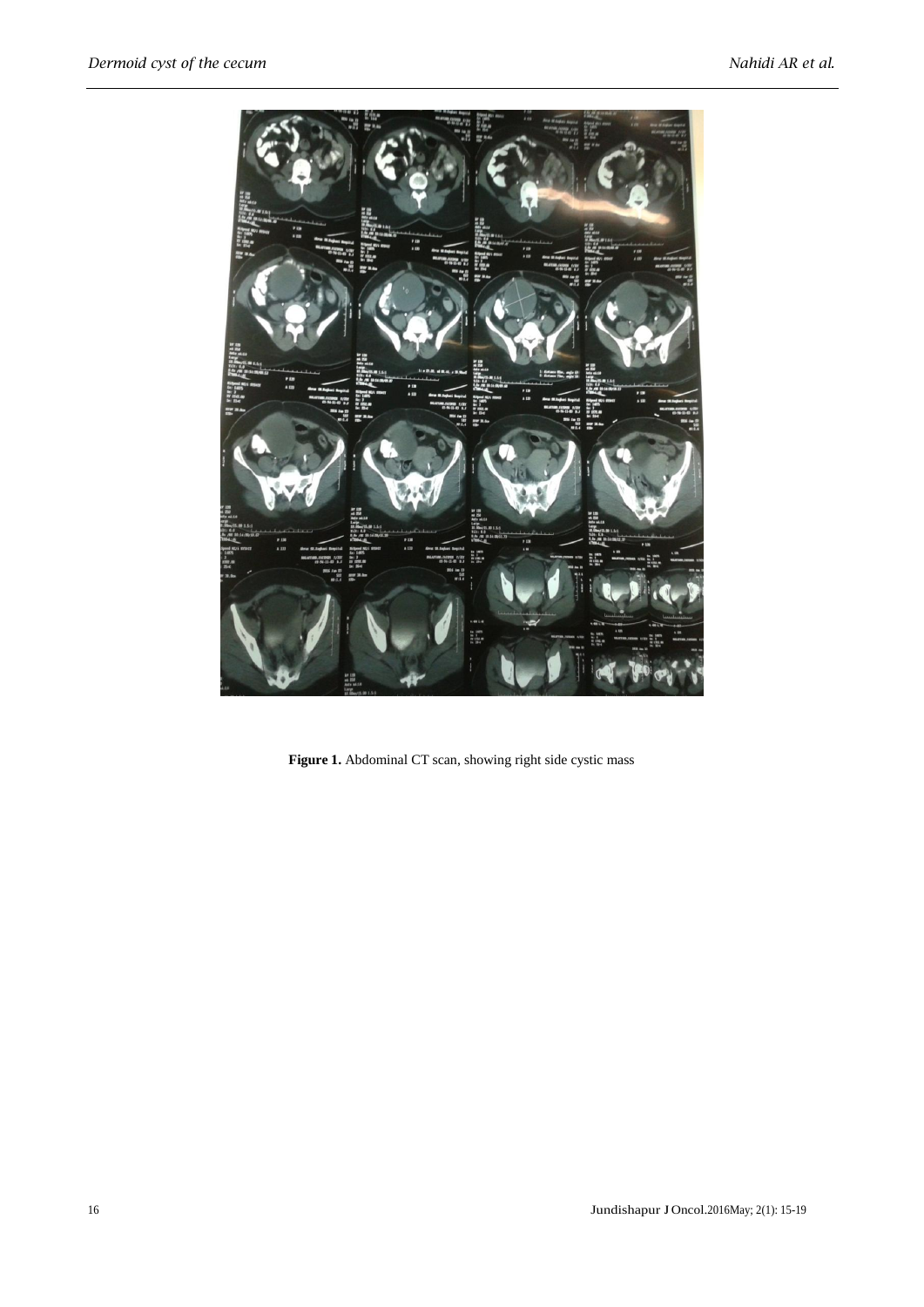**Figure 1.** Abdominal CT scan, showing right side cystic mass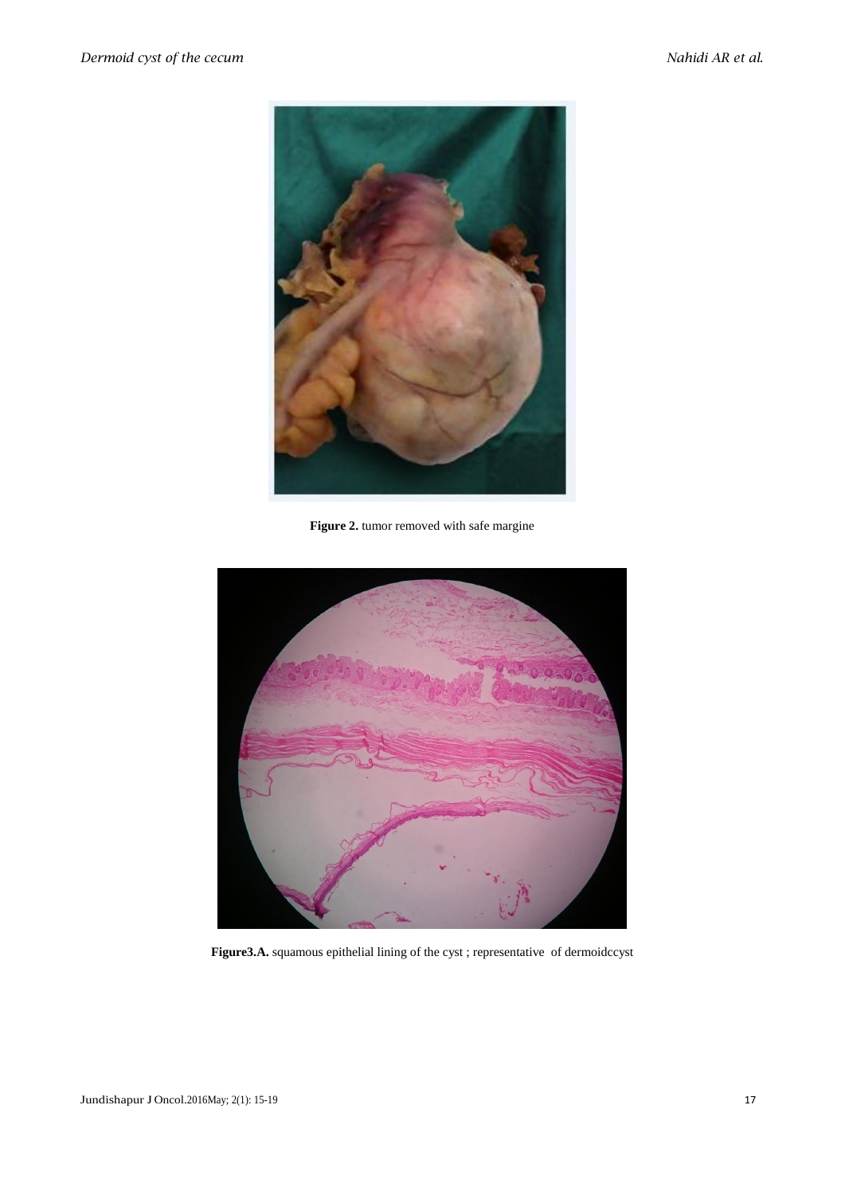**Figure 2.** tumor removed with safe margine

**Figure3.A.** squamous epithelial lining of the cyst ; representative of dermoidccyst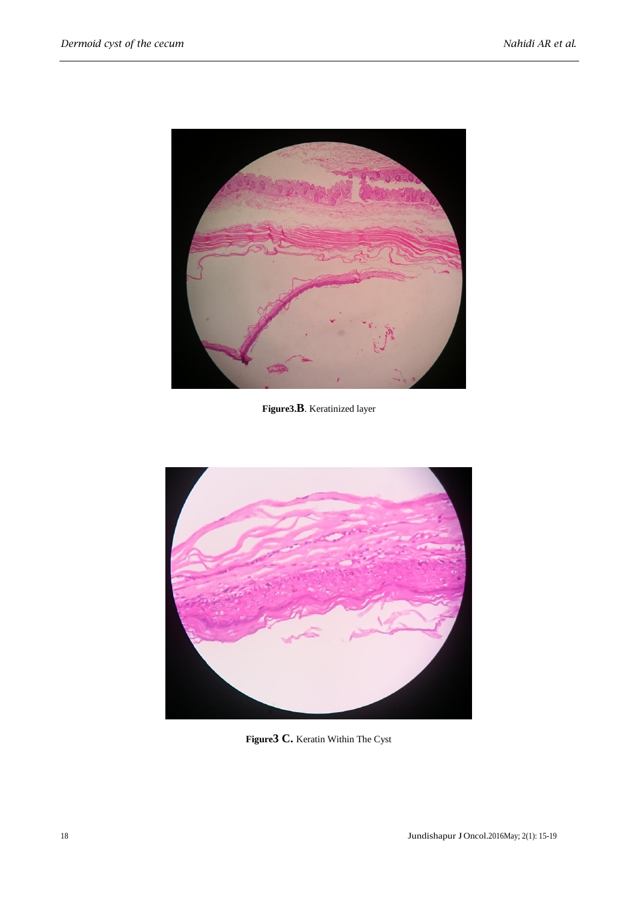Figure3.B. Keratinized layer

Figure3 C. Keratin Within The Cyst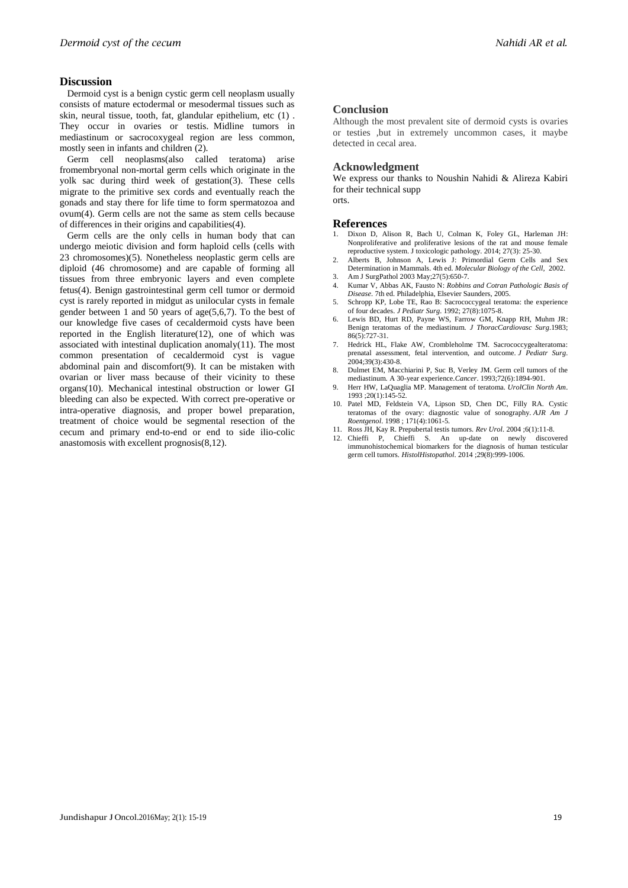## Discussion

Dermoid cyst is a benign cystic germ cell neoplasm usually consists of mature ectodermal or mesodermal tissues such as skin, neural tissue, tooth, fat, glandular epithelium, etc (1) . They occur in ovaries or testis. Midline tumors in mediastinum or sacrocoxygeal region are less common, mostly seen in infants and children (2).

Germ cell neoplasms(also called teratoma) arise fromembryonal non-mortal germ cells which originate in the yolk sac during third week of gestation(3). These cells migrate to the primitive sex cords and eventually reach the gonads and stay there for life time to form spermatozoa and ovum(4). Germ cells are not the same as stem cells because of differences in their origins and capabilities(4).

Germ cells are the only cells in human body that can undergo meiotic division and form haploid cells (cells with 23 chromosomes)(5). Nonetheless neoplastic germ cells are diploid (46 chromosome) and are capable of forming all tissues from three embryonic layers and even complete fetus(4). Benign gastrointestinal germ cell tumor or dermoid cyst is rarely reported in midgut as unilocular cysts in female gender between 1 and 50 years of age(5,6,7). To the best of our knowledge five cases of cecaldermoid cysts have been reported in the English literature(12), one of which was associated with intestinal duplication anomaly(11). The most common presentation of cecaldermoid cyst is vague abdominal pain and discomfort(9). It can be mistaken with ovarian or liver mass because of their vicinity to these organs(10). Mechanical intestinal obstruction or lower GI bleeding can also be expected. With correct pre-operative or intra-operative diagnosis, and proper bowel preparation, treatment of choice would be segmental resection of the cecum and primary end-to-end or end to side ilio-colic anastomosis with excellent prognosis(8,12).

## Conclusion

Although the most prevalent site of dermoid cysts is ovaries or testies ,but in extremely uncommon cases, it maybe detected in cecal area.

## Acknowledgment

We express our thanks to Noushin Nahidi & Alireza Kabiri for their technical supp
orts.

## References

1. Dixon D, Alison R, Bach U, Colman K, Foley GL, Harleman JH: Nonproliferative and proliferative lesions of the rat and mouse female reproductive system. J toxicologic pathology. 2014; 27(3): 25-30.
2. Alberts B, Johnson A, Lewis J: Primordial Germ Cells and Sex Determination in Mammals. 4th ed. *Molecular Biology of the Cell*, 2002.
3. Am J SurgPathol 2003 May;27(5):650-7.
4. Kumar V, Abbas AK, Fausto N: *Robbins and Cotran Pathologic Basis of Disease*. 7th ed. Philadelphia, Elsevier Saunders, 2005.
5. Schropp KP, Lobe TE, Rao B: Sacrococcygeal teratoma: the experience of four decades. *J Pediatr Surg*. 1992; 27(8):1075-8.
6. Lewis BD, Hurt RD, Payne WS, Farrow GM, Knapp RH, Muhm JR: Benign teratomas of the mediastinum. *J ThoracCardiovasc Surg*.1983; 86(5):727-31.
7. Hedrick HL, Flake AW, Crombleholme TM. Sacrococcygealteratoma: prenatal assessment, fetal intervention, and outcome. *J Pediatr Surg*. 2004;39(3):430-8.
8. Dulmet EM, Macchiarini P, Suc B, Verley JM. Germ cell tumors of the mediastinum. A 30-year experience.*Cancer*. 1993;72(6):1894-901.
9. Herr HW, LaQuaglia MP. Management of teratoma. *UrolClin North Am*. 1993 ;20(1):145-52.
10. Patel MD, Feldstein VA, Lipson SD, Chen DC, Filly RA. Cystic teratomas of the ovary: diagnostic value of sonography. *AJR Am J Roentgenol*. 1998 ; 171(4):1061-5.
11. Ross JH, Kay R. Prepubertal testis tumors. *Rev Urol*. 2004 ;6(1):11-8.
12. Chieffi P, Chieffi S. An up-date on newly discovered immunohistochemical biomarkers for the diagnosis of human testicular germ cell tumors. *HistolHistopathol*. 2014 ;29(8):999-1006.